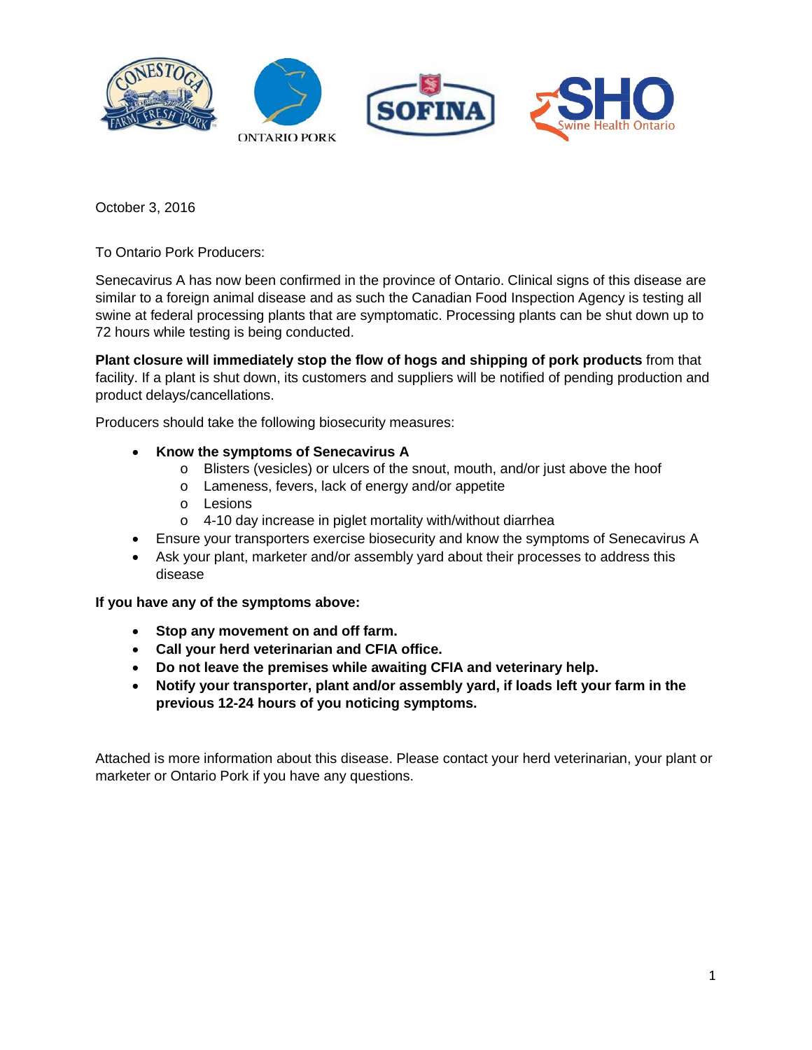October 3, 2016

To Ontario Pork Producers:

Senecavirus A has now been confirmed in the province of Ontario. Clinical signs of this disease are similar to a foreign animal disease and as such the Canadian Food Inspection Agency is testing all swine at federal processing plants that are symptomatic. Processing plants can be shut down up to 72 hours while testing is being conducted.

**Plant closure will immediately stop the flow of hogs and shipping of pork products** from that facility. If a plant is shut down, its customers and suppliers will be notified of pending production and product delays/cancellations.

Producers should take the following biosecurity measures:

- **Know the symptoms of Senecavirus A**
  - Blisters (vesicles) or ulcers of the snout, mouth, and/or just above the hoof
  - Lameness, fevers, lack of energy and/or appetite
  - Lesions
  - 4-10 day increase in piglet mortality with/without diarrhea
- Ensure your transporters exercise biosecurity and know the symptoms of Senecavirus A
- Ask your plant, marketer and/or assembly yard about their processes to address this disease

**If you have any of the symptoms above:**

- **Stop any movement on and off farm.**
- **Call your herd veterinarian and CFIA office.**
- **Do not leave the premises while awaiting CFIA and veterinary help.**
- **Notify your transporter, plant and/or assembly yard, if loads left your farm in the previous 12-24 hours of you noticing symptoms.**

Attached is more information about this disease. Please contact your herd veterinarian, your plant or marketer or Ontario Pork if you have any questions.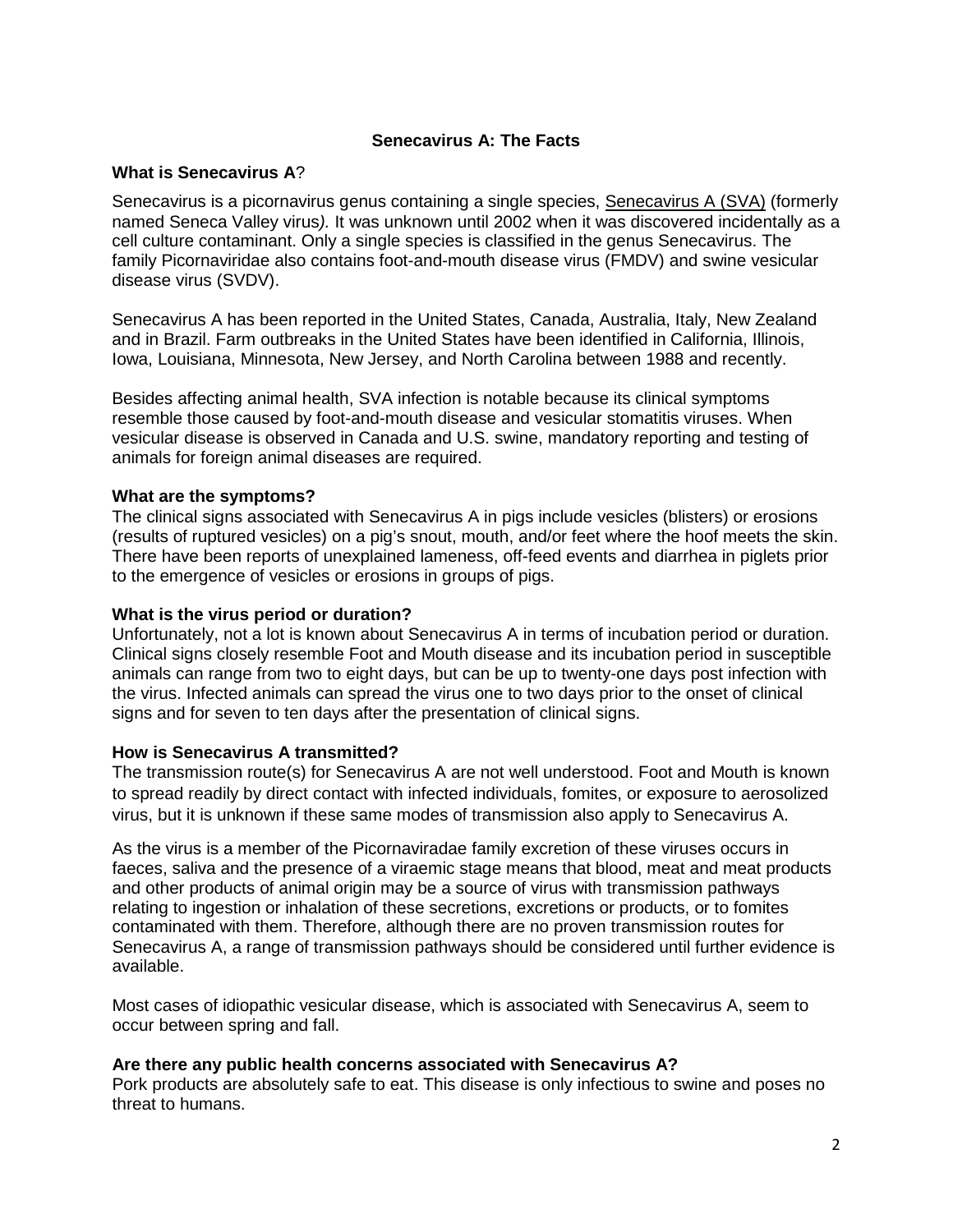# Senecavirus A: The Facts

**What is Senecavirus A**?

Senecavirus is a picornavirus genus containing a single species, Senecavirus A (SVA) (formerly named Seneca Valley virus*).* It was unknown until 2002 when it was discovered incidentally as a cell culture contaminant. Only a single species is classified in the genus Senecavirus. The family Picornaviridae also contains foot-and-mouth disease virus (FMDV) and swine vesicular disease virus (SVDV).

Senecavirus A has been reported in the United States, Canada, Australia, Italy, New Zealand and in Brazil. Farm outbreaks in the United States have been identified in California, Illinois, Iowa, Louisiana, Minnesota, New Jersey, and North Carolina between 1988 and recently.

Besides affecting animal health, SVA infection is notable because its clinical symptoms resemble those caused by foot-and-mouth disease and vesicular stomatitis viruses. When vesicular disease is observed in Canada and U.S. swine, mandatory reporting and testing of animals for foreign animal diseases are required.

**What are the symptoms?**

The clinical signs associated with Senecavirus A in pigs include vesicles (blisters) or erosions (results of ruptured vesicles) on a pig's snout, mouth, and/or feet where the hoof meets the skin. There have been reports of unexplained lameness, off-feed events and diarrhea in piglets prior to the emergence of vesicles or erosions in groups of pigs.

**What is the virus period or duration?**

Unfortunately, not a lot is known about Senecavirus A in terms of incubation period or duration. Clinical signs closely resemble Foot and Mouth disease and its incubation period in susceptible animals can range from two to eight days, but can be up to twenty-one days post infection with the virus. Infected animals can spread the virus one to two days prior to the onset of clinical signs and for seven to ten days after the presentation of clinical signs.

**How is Senecavirus A transmitted?**

The transmission route(s) for Senecavirus A are not well understood. Foot and Mouth is known to spread readily by direct contact with infected individuals, fomites, or exposure to aerosolized virus, but it is unknown if these same modes of transmission also apply to Senecavirus A.

As the virus is a member of the Picornaviradae family excretion of these viruses occurs in faeces, saliva and the presence of a viraemic stage means that blood, meat and meat products and other products of animal origin may be a source of virus with transmission pathways relating to ingestion or inhalation of these secretions, excretions or products, or to fomites contaminated with them. Therefore, although there are no proven transmission routes for Senecavirus A, a range of transmission pathways should be considered until further evidence is available.

Most cases of idiopathic vesicular disease, which is associated with Senecavirus A, seem to occur between spring and fall.

**Are there any public health concerns associated with Senecavirus A?**

Pork products are absolutely safe to eat. This disease is only infectious to swine and poses no threat to humans.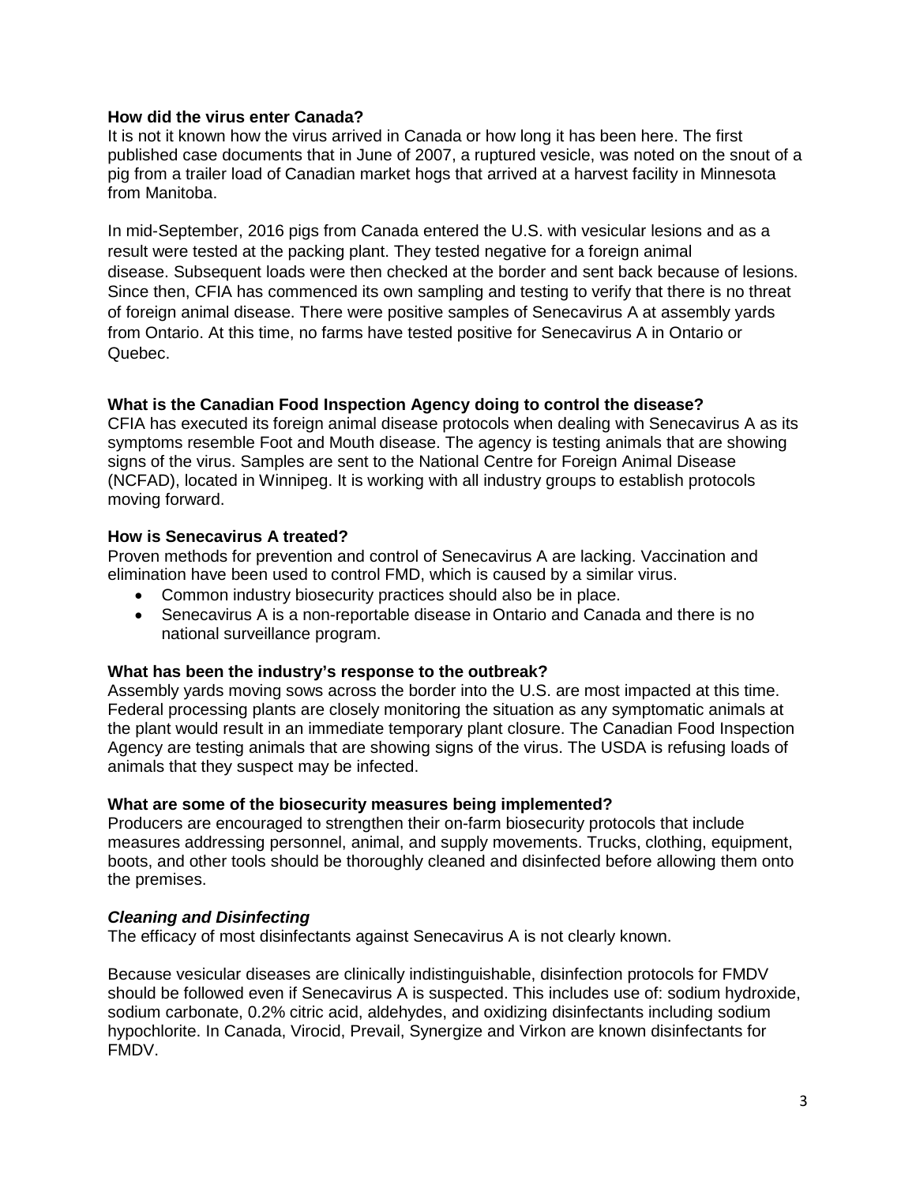**How did the virus enter Canada?**
It is not it known how the virus arrived in Canada or how long it has been here. The first published case documents that in June of 2007, a ruptured vesicle, was noted on the snout of a pig from a trailer load of Canadian market hogs that arrived at a harvest facility in Minnesota from Manitoba.

In mid-September, 2016 pigs from Canada entered the U.S. with vesicular lesions and as a result were tested at the packing plant. They tested negative for a foreign animal disease. Subsequent loads were then checked at the border and sent back because of lesions. Since then, CFIA has commenced its own sampling and testing to verify that there is no threat of foreign animal disease. There were positive samples of Senecavirus A at assembly yards from Ontario. At this time, no farms have tested positive for Senecavirus A in Ontario or Quebec.

**What is the Canadian Food Inspection Agency doing to control the disease?**
CFIA has executed its foreign animal disease protocols when dealing with Senecavirus A as its symptoms resemble Foot and Mouth disease. The agency is testing animals that are showing signs of the virus. Samples are sent to the National Centre for Foreign Animal Disease (NCFAD), located in Winnipeg. It is working with all industry groups to establish protocols moving forward.

**How is Senecavirus A treated?**
Proven methods for prevention and control of Senecavirus A are lacking. Vaccination and elimination have been used to control FMD, which is caused by a similar virus.

- Common industry biosecurity practices should also be in place.
- Senecavirus A is a non-reportable disease in Ontario and Canada and there is no national surveillance program.

**What has been the industry's response to the outbreak?**
Assembly yards moving sows across the border into the U.S. are most impacted at this time. Federal processing plants are closely monitoring the situation as any symptomatic animals at the plant would result in an immediate temporary plant closure. The Canadian Food Inspection Agency are testing animals that are showing signs of the virus. The USDA is refusing loads of animals that they suspect may be infected.

**What are some of the biosecurity measures being implemented?**
Producers are encouraged to strengthen their on-farm biosecurity protocols that include measures addressing personnel, animal, and supply movements. Trucks, clothing, equipment, boots, and other tools should be thoroughly cleaned and disinfected before allowing them onto the premises.

***Cleaning and Disinfecting***
The efficacy of most disinfectants against Senecavirus A is not clearly known.

Because vesicular diseases are clinically indistinguishable, disinfection protocols for FMDV should be followed even if Senecavirus A is suspected. This includes use of: sodium hydroxide, sodium carbonate, 0.2% citric acid, aldehydes, and oxidizing disinfectants including sodium hypochlorite. In Canada, Virocid, Prevail, Synergize and Virkon are known disinfectants for FMDV.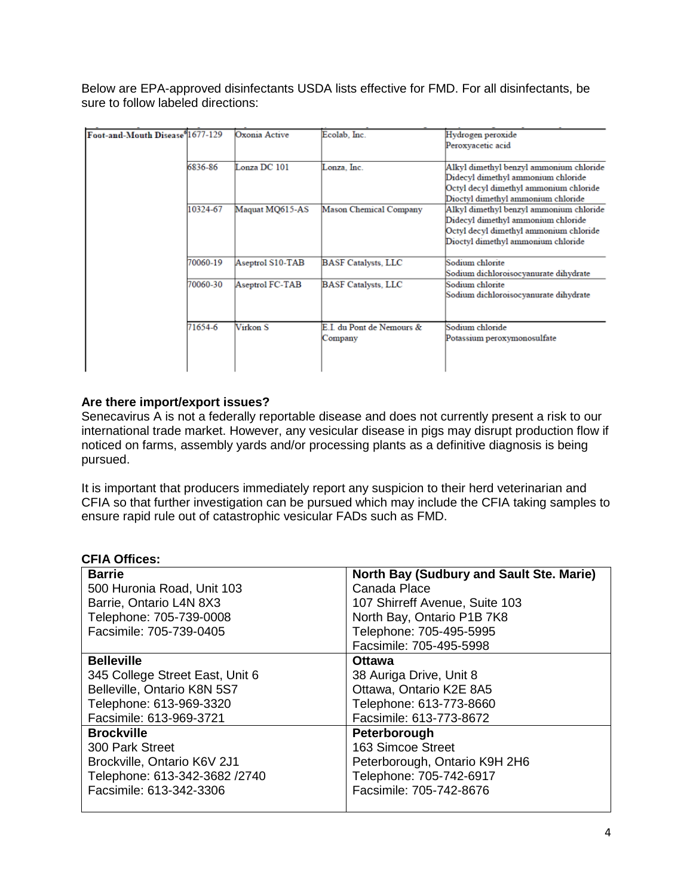Below are EPA-approved disinfectants USDA lists effective for FMD. For all disinfectants, be sure to follow labeled directions:

| | | | | |
|---|---|---|---|---|
| Foot-and-Mouth Disease | 1677-129 | Oxonia Active | Ecolab, Inc. | Hydrogen peroxide<br>Peroxyacetic acid |
| | 6836-86 | Lonza DC 101 | Lonza, Inc. | Alkyl dimethyl benzyl ammonium chloride<br>Didecyl dimethyl ammonium chloride<br>Octyl decyl dimethyl ammonium chloride<br>Dioctyl dimethyl ammonium chloride |
| | 10324-67 | Maquat MQ615-AS | Mason Chemical Company | Alkyl dimethyl benzyl ammonium chloride<br>Didecyl dimethyl ammonium chloride<br>Octyl decyl dimethyl ammonium chloride<br>Dioctyl dimethyl ammonium chloride |
| | 70060-19 | Aseptrol S10-TAB | BASF Catalysts, LLC | Sodium chlorite<br>Sodium dichloroisocyanurate dihydrate |
| | 70060-30 | Aseptrol FC-TAB | BASF Catalysts, LLC | Sodium chlorite<br>Sodium dichloroisocyanurate dihydrate |
| | 71654-6 | Virkon S | E.I. du Pont de Nemours & Company | Sodium chloride<br>Potassium peroxymonosulfate |

**Are there import/export issues?**

Senecavirus A is not a federally reportable disease and does not currently present a risk to our international trade market. However, any vesicular disease in pigs may disrupt production flow if noticed on farms, assembly yards and/or processing plants as a definitive diagnosis is being pursued.

It is important that producers immediately report any suspicion to their herd veterinarian and CFIA so that further investigation can be pursued which may include the CFIA taking samples to ensure rapid rule out of catastrophic vesicular FADs such as FMD.

**CFIA Offices:**

| | |
|---|---|
| **Barrie**<br>500 Huronia Road, Unit 103<br>Barrie, Ontario L4N 8X3<br>Telephone: 705-739-0008<br>Facsimile: 705-739-0405 | **North Bay (Sudbury and Sault Ste. Marie)**<br>Canada Place<br>107 Shirreff Avenue, Suite 103<br>North Bay, Ontario P1B 7K8<br>Telephone: 705-495-5995<br>Facsimile: 705-495-5998 |
| **Belleville**<br>345 College Street East, Unit 6<br>Belleville, Ontario K8N 5S7<br>Telephone: 613-969-3320<br>Facsimile: 613-969-3721 | **Ottawa**<br>38 Auriga Drive, Unit 8<br>Ottawa, Ontario K2E 8A5<br>Telephone: 613-773-8660<br>Facsimile: 613-773-8672 |
| **Brockville**<br>300 Park Street<br>Brockville, Ontario K6V 2J1<br>Telephone: 613-342-3682 /2740<br>Facsimile: 613-342-3306 | **Peterborough**<br>163 Simcoe Street<br>Peterborough, Ontario K9H 2H6<br>Telephone: 705-742-6917<br>Facsimile: 705-742-8676 |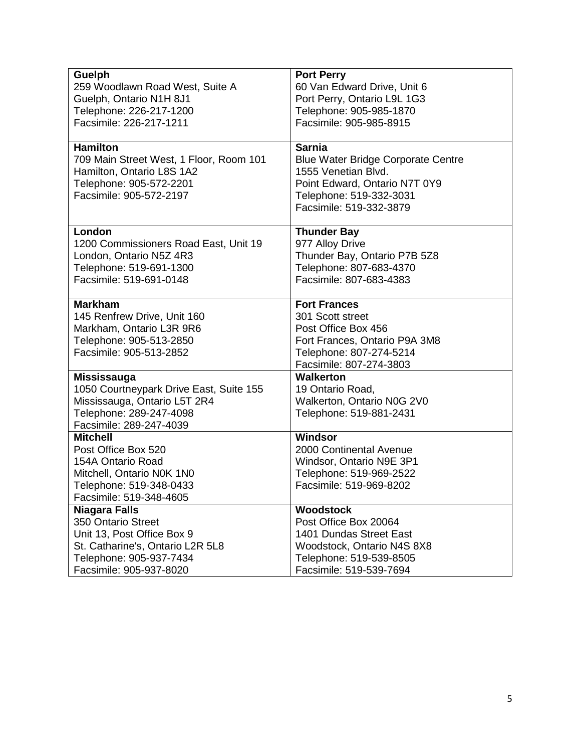| | |
|---|---|
| **Guelph**<br>259 Woodlawn Road West, Suite A<br>Guelph, Ontario N1H 8J1<br>Telephone: 226-217-1200<br>Facsimile: 226-217-1211 | **Port Perry**<br>60 Van Edward Drive, Unit 6<br>Port Perry, Ontario L9L 1G3<br>Telephone: 905-985-1870<br>Facsimile: 905-985-8915 |
| **Hamilton**<br>709 Main Street West, 1 Floor, Room 101<br>Hamilton, Ontario L8S 1A2<br>Telephone: 905-572-2201<br>Facsimile: 905-572-2197 | **Sarnia**<br>Blue Water Bridge Corporate Centre<br>1555 Venetian Blvd.<br>Point Edward, Ontario N7T 0Y9<br>Telephone: 519-332-3031<br>Facsimile: 519-332-3879 |
| **London**<br>1200 Commissioners Road East, Unit 19<br>London, Ontario N5Z 4R3<br>Telephone: 519-691-1300<br>Facsimile: 519-691-0148 | **Thunder Bay**<br>977 Alloy Drive<br>Thunder Bay, Ontario P7B 5Z8<br>Telephone: 807-683-4370<br>Facsimile: 807-683-4383 |
| **Markham**<br>145 Renfrew Drive, Unit 160<br>Markham, Ontario L3R 9R6<br>Telephone: 905-513-2850<br>Facsimile: 905-513-2852 | **Fort Frances**<br>301 Scott street<br>Post Office Box 456<br>Fort Frances, Ontario P9A 3M8<br>Telephone: 807-274-5214<br>Facsimile: 807-274-3803 |
| **Mississauga**<br>1050 Courtneypark Drive East, Suite 155<br>Mississauga, Ontario L5T 2R4<br>Telephone: 289-247-4098<br>Facsimile: 289-247-4039 | **Walkerton**<br>19 Ontario Road,<br>Walkerton, Ontario N0G 2V0<br>Telephone: 519-881-2431 |
| **Mitchell**<br>Post Office Box 520<br>154A Ontario Road<br>Mitchell, Ontario N0K 1N0<br>Telephone: 519-348-0433<br>Facsimile: 519-348-4605 | **Windsor**<br>2000 Continental Avenue<br>Windsor, Ontario N9E 3P1<br>Telephone: 519-969-2522<br>Facsimile: 519-969-8202 |
| **Niagara Falls**<br>350 Ontario Street<br>Unit 13, Post Office Box 9<br>St. Catharine's, Ontario L2R 5L8<br>Telephone: 905-937-7434<br>Facsimile: 905-937-8020 | **Woodstock**<br>Post Office Box 20064<br>1401 Dundas Street East<br>Woodstock, Ontario N4S 8X8<br>Telephone: 519-539-8505<br>Facsimile: 519-539-7694 |